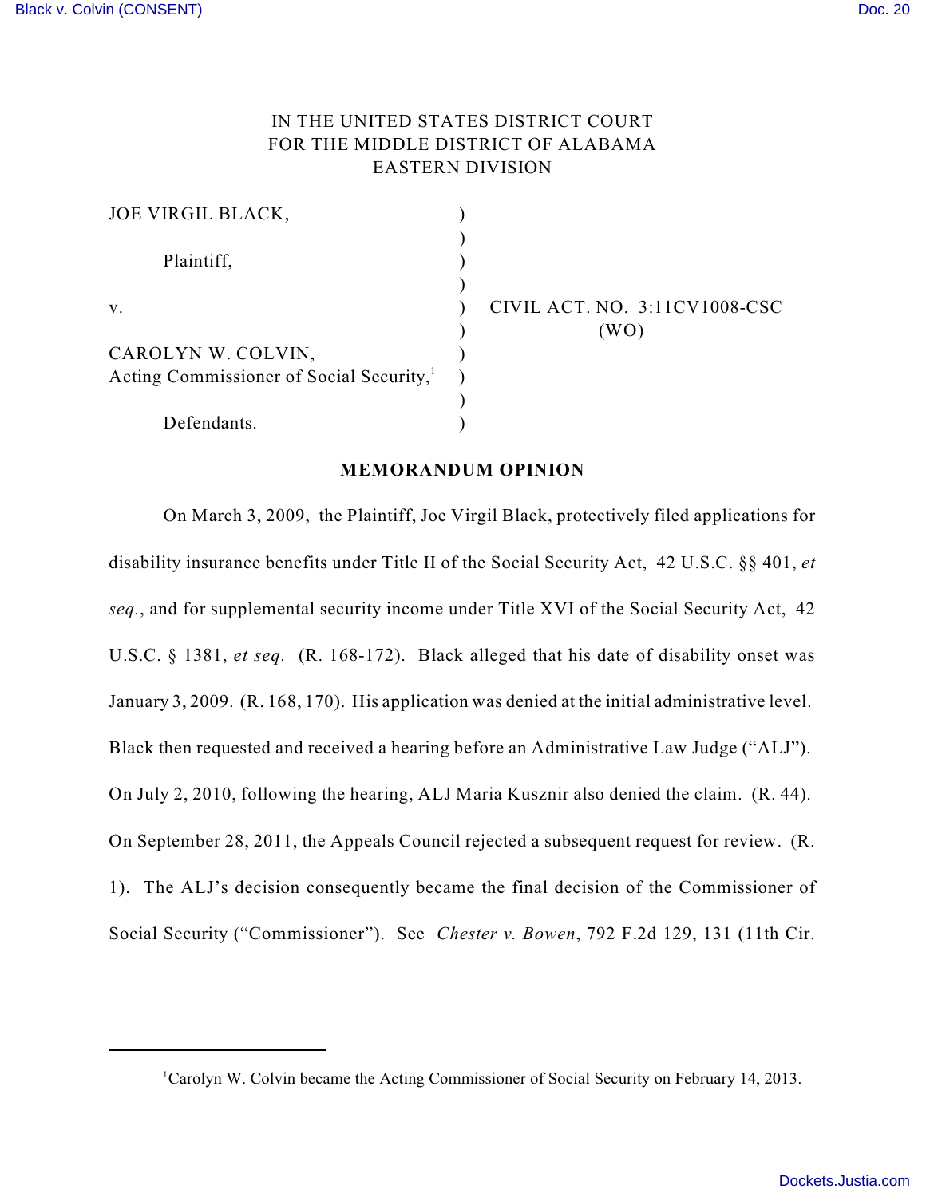IN THE UNITED STATES DISTRICT COURT
FOR THE MIDDLE DISTRICT OF ALABAMA
EASTERN DIVISION

JOE VIRGIL BLACK,

Plaintiff,

v.

CAROLYN W. COLVIN,
Acting Commissioner of Social Security,[1]

Defendants.

CIVIL ACT. NO. 3:11CV1008-CSC
(WO)

**MEMORANDUM OPINION**

On March 3, 2009, the Plaintiff, Joe Virgil Black, protectively filed applications for disability insurance benefits under Title II of the Social Security Act, 42 U.S.C. §§ 401, *et seq.*, and for supplemental security income under Title XVI of the Social Security Act, 42 U.S.C. § 1381, *et seq.* (R. 168-172). Black alleged that his date of disability onset was January 3, 2009. (R. 168, 170). His application was denied at the initial administrative level. Black then requested and received a hearing before an Administrative Law Judge ("ALJ"). On July 2, 2010, following the hearing, ALJ Maria Kusznir also denied the claim. (R. 44). On September 28, 2011, the Appeals Council rejected a subsequent request for review. (R. 1). The ALJ's decision consequently became the final decision of the Commissioner of Social Security ("Commissioner"). See *Chester v. Bowen*, 792 F.2d 129, 131 (11th Cir.

[1] Carolyn W. Colvin became the Acting Commissioner of Social Security on February 14, 2013.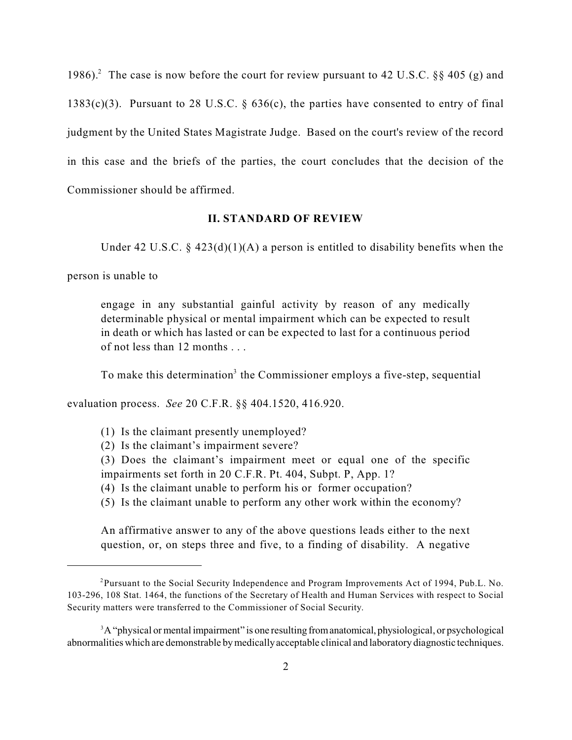1986).[2] The case is now before the court for review pursuant to 42 U.S.C. §§ 405 (g) and 1383(c)(3). Pursuant to 28 U.S.C. § 636(c), the parties have consented to entry of final judgment by the United States Magistrate Judge. Based on the court's review of the record in this case and the briefs of the parties, the court concludes that the decision of the Commissioner should be affirmed.

## II. STANDARD OF REVIEW

Under 42 U.S.C. § 423(d)(1)(A) a person is entitled to disability benefits when the person is unable to

> engage in any substantial gainful activity by reason of any medically determinable physical or mental impairment which can be expected to result in death or which has lasted or can be expected to last for a continuous period of not less than 12 months . . .

To make this determination[3] the Commissioner employs a five-step, sequential evaluation process. *See* 20 C.F.R. §§ 404.1520, 416.920.

> (1) Is the claimant presently unemployed?
> (2) Is the claimant's impairment severe?
> (3) Does the claimant's impairment meet or equal one of the specific impairments set forth in 20 C.F.R. Pt. 404, Subpt. P, App. 1?
> (4) Is the claimant unable to perform his or former occupation?
> (5) Is the claimant unable to perform any other work within the economy?
>
> An affirmative answer to any of the above questions leads either to the next question, or, on steps three and five, to a finding of disability. A negative

---

[2] Pursuant to the Social Security Independence and Program Improvements Act of 1994, Pub.L. No. 103-296, 108 Stat. 1464, the functions of the Secretary of Health and Human Services with respect to Social Security matters were transferred to the Commissioner of Social Security.

[3] A "physical or mental impairment" is one resulting from anatomical, physiological, or psychological abnormalities which are demonstrable by medically acceptable clinical and laboratory diagnostic techniques.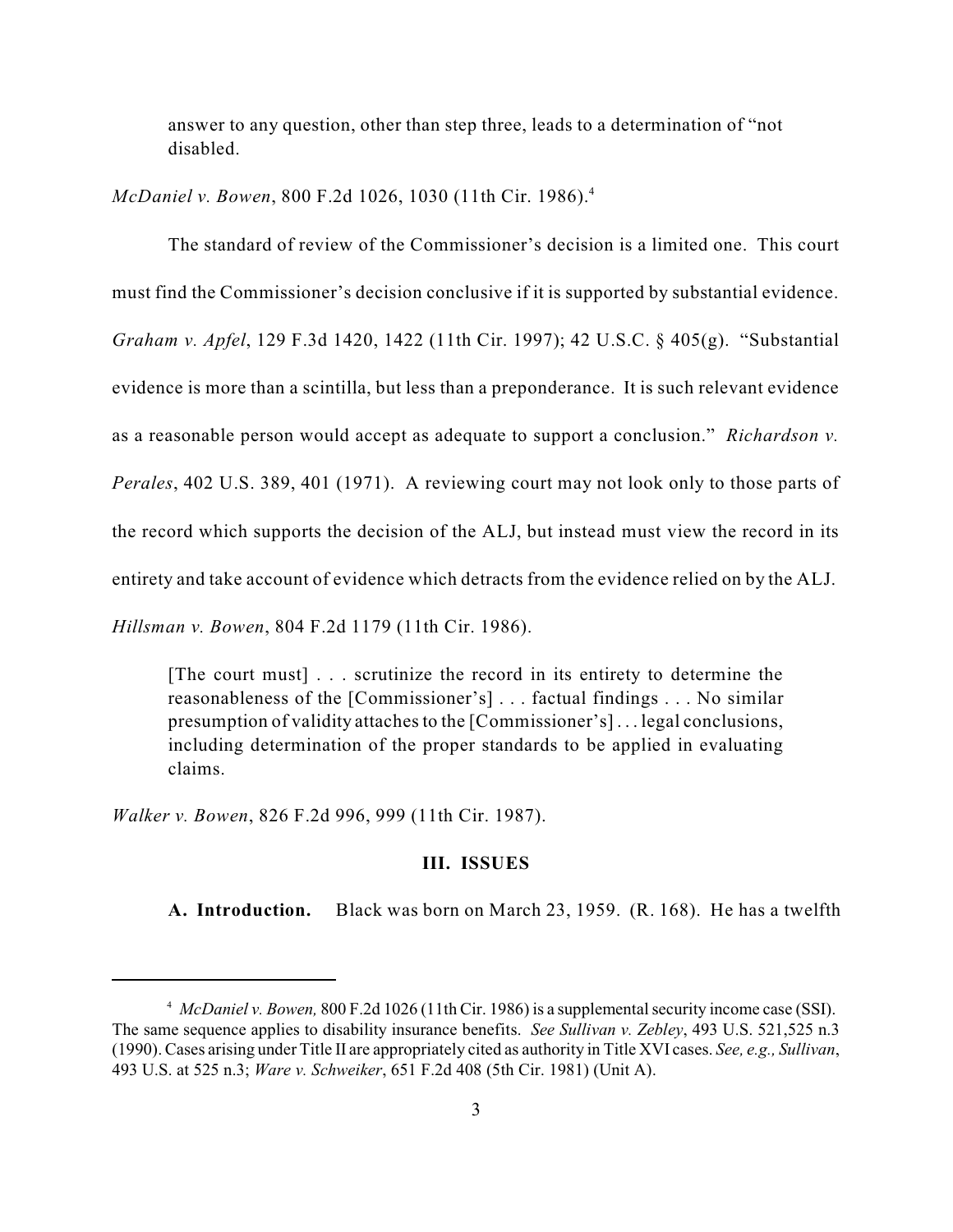> answer to any question, other than step three, leads to a determination of "not disabled.

*McDaniel v. Bowen*, 800 F.2d 1026, 1030 (11th Cir. 1986).[4]

The standard of review of the Commissioner's decision is a limited one. This court must find the Commissioner's decision conclusive if it is supported by substantial evidence. *Graham v. Apfel*, 129 F.3d 1420, 1422 (11th Cir. 1997); 42 U.S.C. § 405(g). "Substantial evidence is more than a scintilla, but less than a preponderance. It is such relevant evidence as a reasonable person would accept as adequate to support a conclusion." *Richardson v. Perales*, 402 U.S. 389, 401 (1971). A reviewing court may not look only to those parts of the record which supports the decision of the ALJ, but instead must view the record in its entirety and take account of evidence which detracts from the evidence relied on by the ALJ. *Hillsman v. Bowen*, 804 F.2d 1179 (11th Cir. 1986).

> [The court must] . . . scrutinize the record in its entirety to determine the reasonableness of the [Commissioner's] . . . factual findings . . . No similar presumption of validity attaches to the [Commissioner's] . . . legal conclusions, including determination of the proper standards to be applied in evaluating claims.

*Walker v. Bowen*, 826 F.2d 996, 999 (11th Cir. 1987).

### III. ISSUES

**A. Introduction.** Black was born on March 23, 1959. (R. 168). He has a twelfth

---

[4] *McDaniel v. Bowen,* 800 F.2d 1026 (11th Cir. 1986) is a supplemental security income case (SSI). The same sequence applies to disability insurance benefits. *See Sullivan v. Zebley*, 493 U.S. 521,525 n.3 (1990). Cases arising under Title II are appropriately cited as authority in Title XVI cases. *See, e.g., Sullivan*, 493 U.S. at 525 n.3; *Ware v. Schweiker*, 651 F.2d 408 (5th Cir. 1981) (Unit A).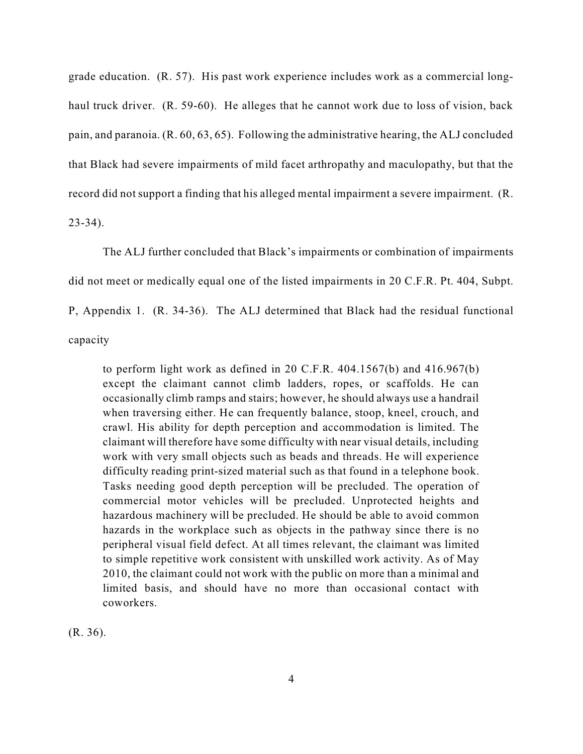grade education. (R. 57). His past work experience includes work as a commercial long-haul truck driver. (R. 59-60). He alleges that he cannot work due to loss of vision, back pain, and paranoia. (R. 60, 63, 65). Following the administrative hearing, the ALJ concluded that Black had severe impairments of mild facet arthropathy and maculopathy, but that the record did not support a finding that his alleged mental impairment a severe impairment. (R. 23-34).

The ALJ further concluded that Black's impairments or combination of impairments did not meet or medically equal one of the listed impairments in 20 C.F.R. Pt. 404, Subpt. P, Appendix 1. (R. 34-36). The ALJ determined that Black had the residual functional capacity

> to perform light work as defined in 20 C.F.R. 404.1567(b) and 416.967(b) except the claimant cannot climb ladders, ropes, or scaffolds. He can occasionally climb ramps and stairs; however, he should always use a handrail when traversing either. He can frequently balance, stoop, kneel, crouch, and crawl. His ability for depth perception and accommodation is limited. The claimant will therefore have some difficulty with near visual details, including work with very small objects such as beads and threads. He will experience difficulty reading print-sized material such as that found in a telephone book. Tasks needing good depth perception will be precluded. The operation of commercial motor vehicles will be precluded. Unprotected heights and hazardous machinery will be precluded. He should be able to avoid common hazards in the workplace such as objects in the pathway since there is no peripheral visual field defect. At all times relevant, the claimant was limited to simple repetitive work consistent with unskilled work activity. As of May 2010, the claimant could not work with the public on more than a minimal and limited basis, and should have no more than occasional contact with coworkers.

(R. 36).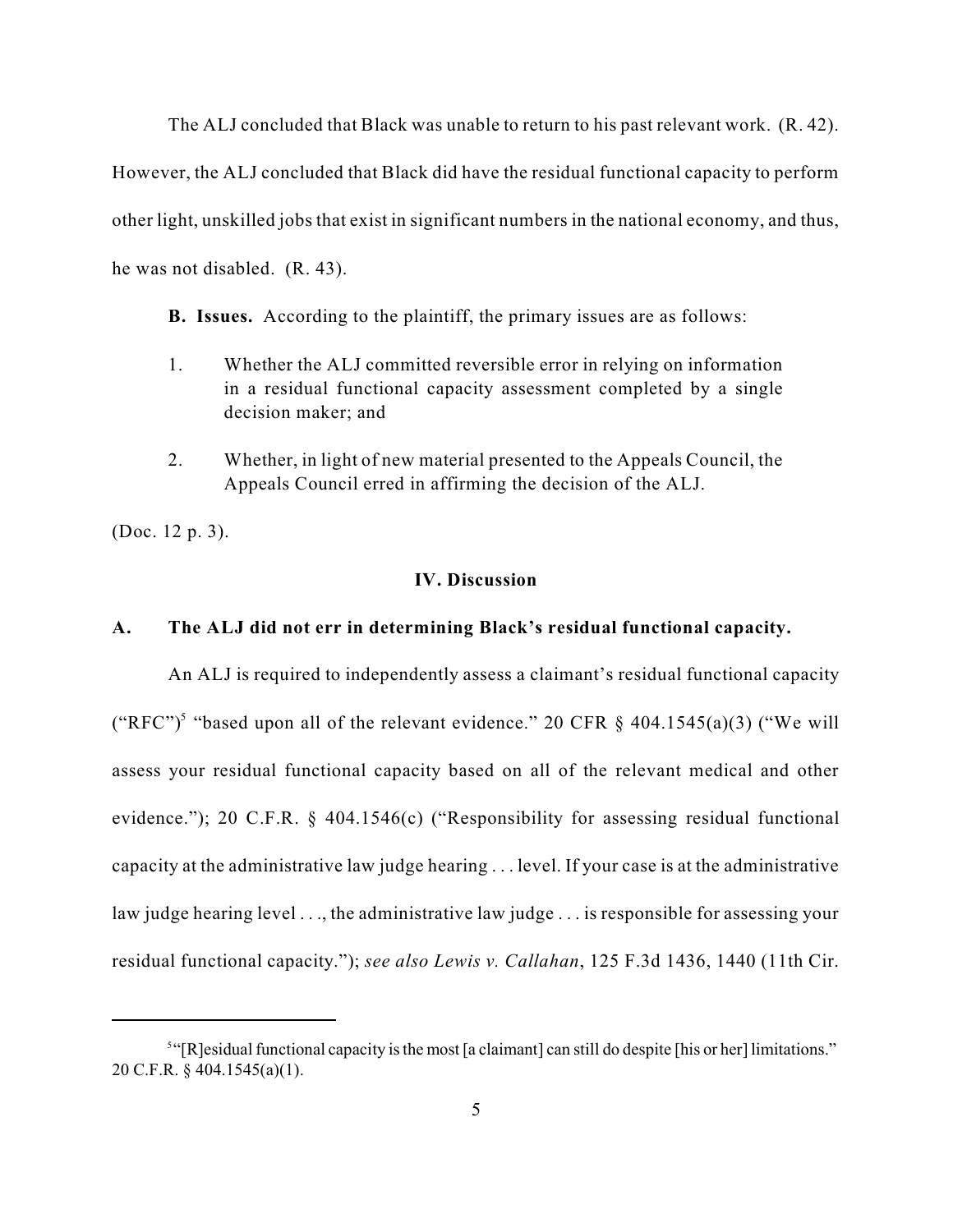The ALJ concluded that Black was unable to return to his past relevant work. (R. 42). However, the ALJ concluded that Black did have the residual functional capacity to perform other light, unskilled jobs that exist in significant numbers in the national economy, and thus, he was not disabled. (R. 43).

**B. Issues.** According to the plaintiff, the primary issues are as follows:

1. Whether the ALJ committed reversible error in relying on information in a residual functional capacity assessment completed by a single decision maker; and
2. Whether, in light of new material presented to the Appeals Council, the Appeals Council erred in affirming the decision of the ALJ.

(Doc. 12 p. 3).

### IV. Discussion

### A. The ALJ did not err in determining Black's residual functional capacity.

An ALJ is required to independently assess a claimant's residual functional capacity ("RFC")[5] "based upon all of the relevant evidence." 20 CFR § 404.1545(a)(3) ("We will assess your residual functional capacity based on all of the relevant medical and other evidence."); 20 C.F.R. § 404.1546(c) ("Responsibility for assessing residual functional capacity at the administrative law judge hearing . . . level. If your case is at the administrative law judge hearing level . . ., the administrative law judge . . . is responsible for assessing your residual functional capacity."); *see also Lewis v. Callahan*, 125 F.3d 1436, 1440 (11th Cir.

[5] "[R]esidual functional capacity is the most [a claimant] can still do despite [his or her] limitations." 20 C.F.R. § 404.1545(a)(1).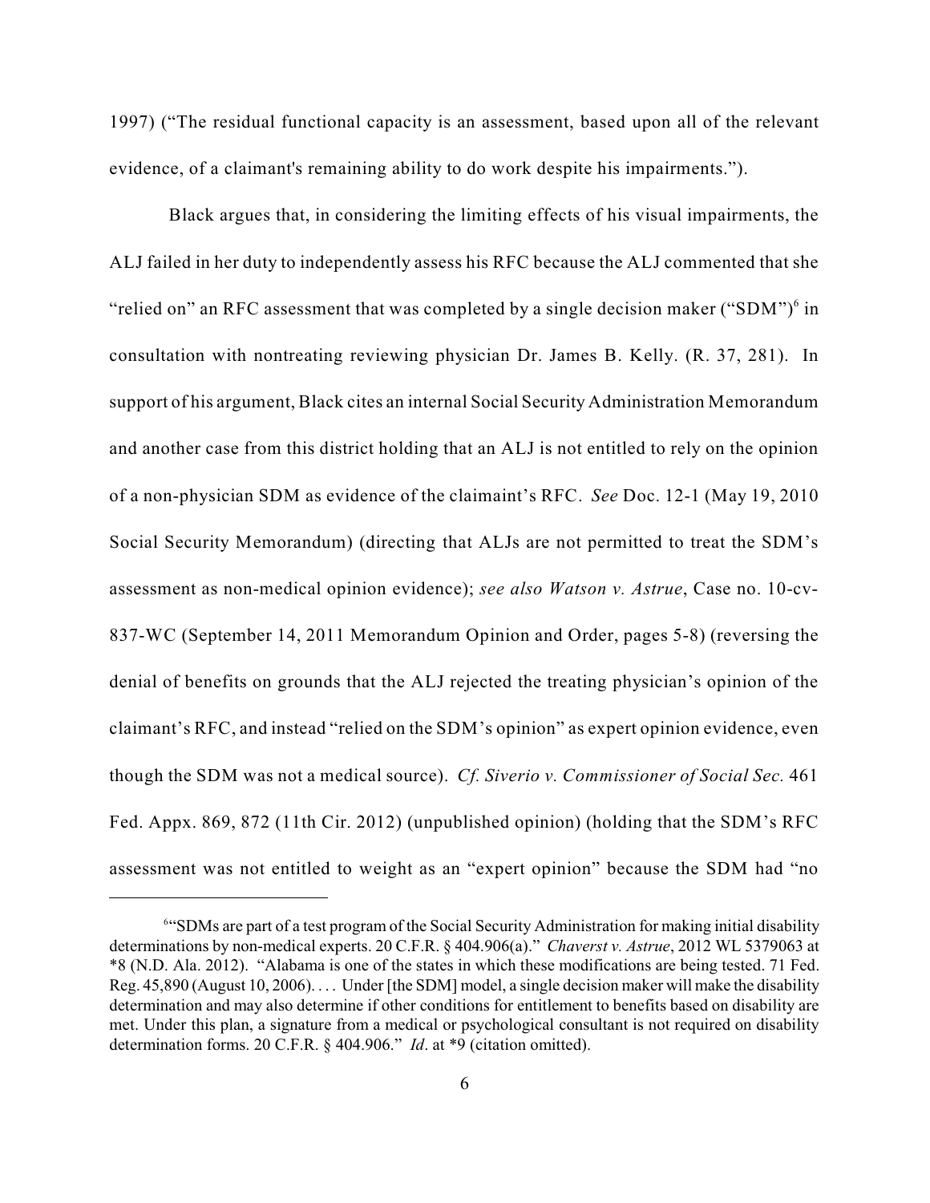1997) ("The residual functional capacity is an assessment, based upon all of the relevant evidence, of a claimant's remaining ability to do work despite his impairments.").

Black argues that, in considering the limiting effects of his visual impairments, the ALJ failed in her duty to independently assess his RFC because the ALJ commented that she "relied on" an RFC assessment that was completed by a single decision maker ("SDM")[6] in consultation with nontreating reviewing physician Dr. James B. Kelly. (R. 37, 281). In support of his argument, Black cites an internal Social Security Administration Memorandum and another case from this district holding that an ALJ is not entitled to rely on the opinion of a non-physician SDM as evidence of the claimaint's RFC. *See* Doc. 12-1 (May 19, 2010 Social Security Memorandum) (directing that ALJs are not permitted to treat the SDM's assessment as non-medical opinion evidence); *see also Watson v. Astrue*, Case no. 10-cv-837-WC (September 14, 2011 Memorandum Opinion and Order, pages 5-8) (reversing the denial of benefits on grounds that the ALJ rejected the treating physician's opinion of the claimant's RFC, and instead "relied on the SDM's opinion" as expert opinion evidence, even though the SDM was not a medical source). *Cf. Siverio v. Commissioner of Social Sec.* 461 Fed. Appx. 869, 872 (11th Cir. 2012) (unpublished opinion) (holding that the SDM's RFC assessment was not entitled to weight as an "expert opinion" because the SDM had "no

---

[6] "SDMs are part of a test program of the Social Security Administration for making initial disability determinations by non-medical experts. 20 C.F.R. § 404.906(a)." *Chaverst v. Astrue*, 2012 WL 5379063 at *8 (N.D. Ala. 2012). "Alabama is one of the states in which these modifications are being tested. 71 Fed. Reg. 45,890 (August 10, 2006). . . . Under [the SDM] model, a single decision maker will make the disability determination and may also determine if other conditions for entitlement to benefits based on disability are met. Under this plan, a signature from a medical or psychological consultant is not required on disability determination forms. 20 C.F.R. § 404.906." *Id*. at *9 (citation omitted).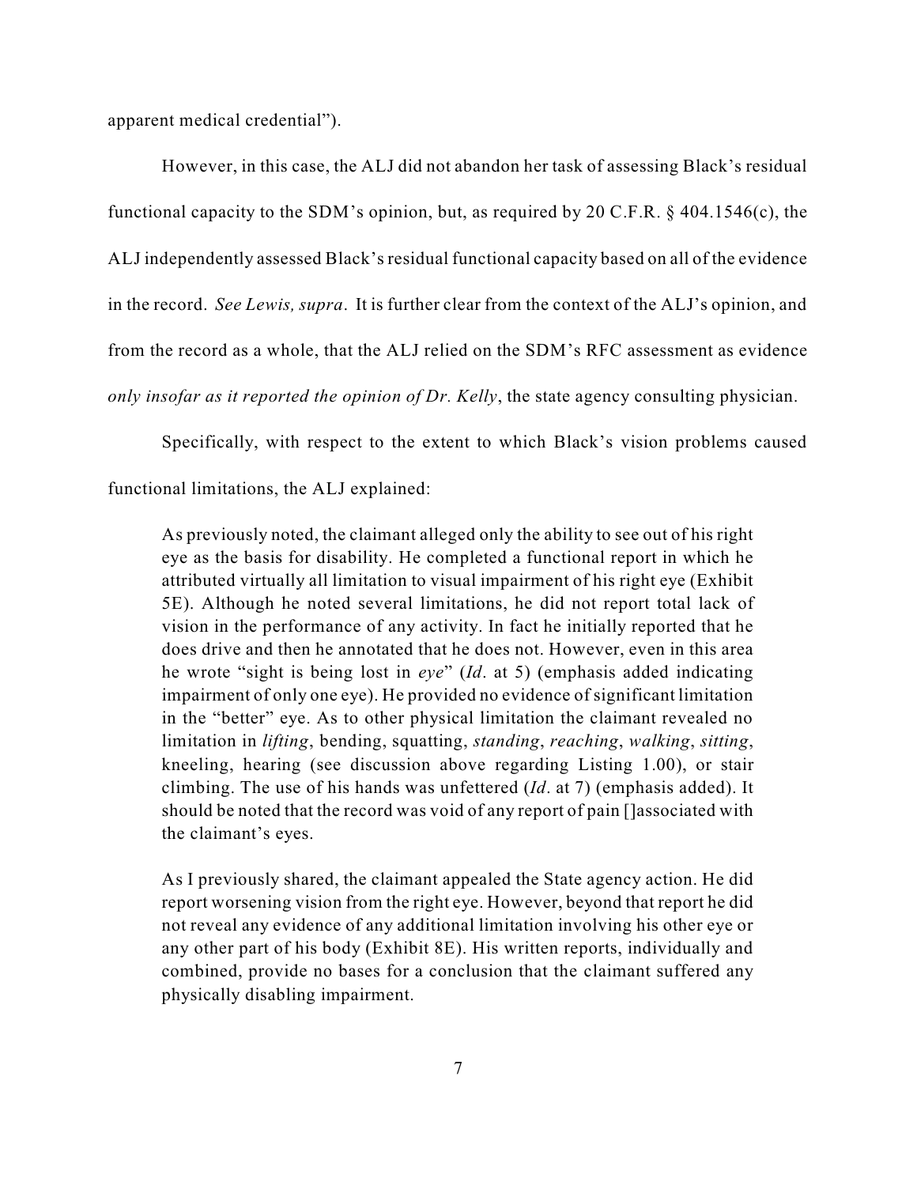apparent medical credential").

However, in this case, the ALJ did not abandon her task of assessing Black's residual functional capacity to the SDM's opinion, but, as required by 20 C.F.R. § 404.1546(c), the ALJ independently assessed Black's residual functional capacity based on all of the evidence in the record. *See Lewis, supra*. It is further clear from the context of the ALJ's opinion, and from the record as a whole, that the ALJ relied on the SDM's RFC assessment as evidence *only insofar as it reported the opinion of Dr. Kelly*, the state agency consulting physician.

Specifically, with respect to the extent to which Black's vision problems caused functional limitations, the ALJ explained:

> As previously noted, the claimant alleged only the ability to see out of his right eye as the basis for disability. He completed a functional report in which he attributed virtually all limitation to visual impairment of his right eye (Exhibit 5E). Although he noted several limitations, he did not report total lack of vision in the performance of any activity. In fact he initially reported that he does drive and then he annotated that he does not. However, even in this area he wrote "sight is being lost in *eye*" (*Id*. at 5) (emphasis added indicating impairment of only one eye). He provided no evidence of significant limitation in the "better" eye. As to other physical limitation the claimant revealed no limitation in *lifting*, bending, squatting, *standing*, *reaching*, *walking*, *sitting*, kneeling, hearing (see discussion above regarding Listing 1.00), or stair climbing. The use of his hands was unfettered (*Id*. at 7) (emphasis added). It should be noted that the record was void of any report of pain []associated with the claimant's eyes.
>
> As I previously shared, the claimant appealed the State agency action. He did report worsening vision from the right eye. However, beyond that report he did not reveal any evidence of any additional limitation involving his other eye or any other part of his body (Exhibit 8E). His written reports, individually and combined, provide no bases for a conclusion that the claimant suffered any physically disabling impairment.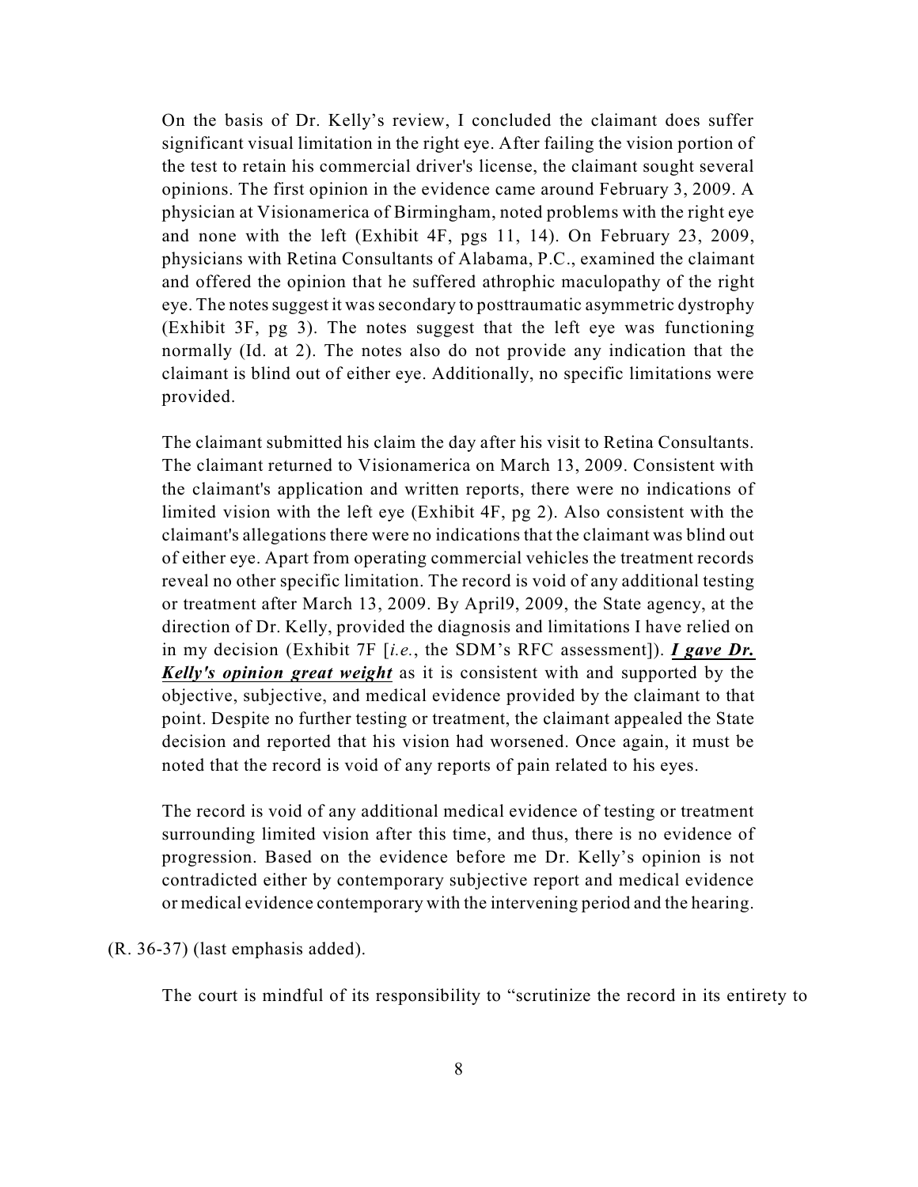> On the basis of Dr. Kelly's review, I concluded the claimant does suffer significant visual limitation in the right eye. After failing the vision portion of the test to retain his commercial driver's license, the claimant sought several opinions. The first opinion in the evidence came around February 3, 2009. A physician at Visionamerica of Birmingham, noted problems with the right eye and none with the left (Exhibit 4F, pgs 11, 14). On February 23, 2009, physicians with Retina Consultants of Alabama, P.C., examined the claimant and offered the opinion that he suffered athrophic maculopathy of the right eye. The notes suggest it was secondary to posttraumatic asymmetric dystrophy (Exhibit 3F, pg 3). The notes suggest that the left eye was functioning normally (Id. at 2). The notes also do not provide any indication that the claimant is blind out of either eye. Additionally, no specific limitations were provided.
>
> The claimant submitted his claim the day after his visit to Retina Consultants. The claimant returned to Visionamerica on March 13, 2009. Consistent with the claimant's application and written reports, there were no indications of limited vision with the left eye (Exhibit 4F, pg 2). Also consistent with the claimant's allegations there were no indications that the claimant was blind out of either eye. Apart from operating commercial vehicles the treatment records reveal no other specific limitation. The record is void of any additional testing or treatment after March 13, 2009. By April9, 2009, the State agency, at the direction of Dr. Kelly, provided the diagnosis and limitations I have relied on in my decision (Exhibit 7F [*i.e.*, the SDM's RFC assessment]). ***<u>I gave Dr. Kelly's opinion great weight</u>*** as it is consistent with and supported by the objective, subjective, and medical evidence provided by the claimant to that point. Despite no further testing or treatment, the claimant appealed the State decision and reported that his vision had worsened. Once again, it must be noted that the record is void of any reports of pain related to his eyes.
>
> The record is void of any additional medical evidence of testing or treatment surrounding limited vision after this time, and thus, there is no evidence of progression. Based on the evidence before me Dr. Kelly's opinion is not contradicted either by contemporary subjective report and medical evidence or medical evidence contemporary with the intervening period and the hearing.

(R. 36-37) (last emphasis added).

The court is mindful of its responsibility to "scrutinize the record in its entirety to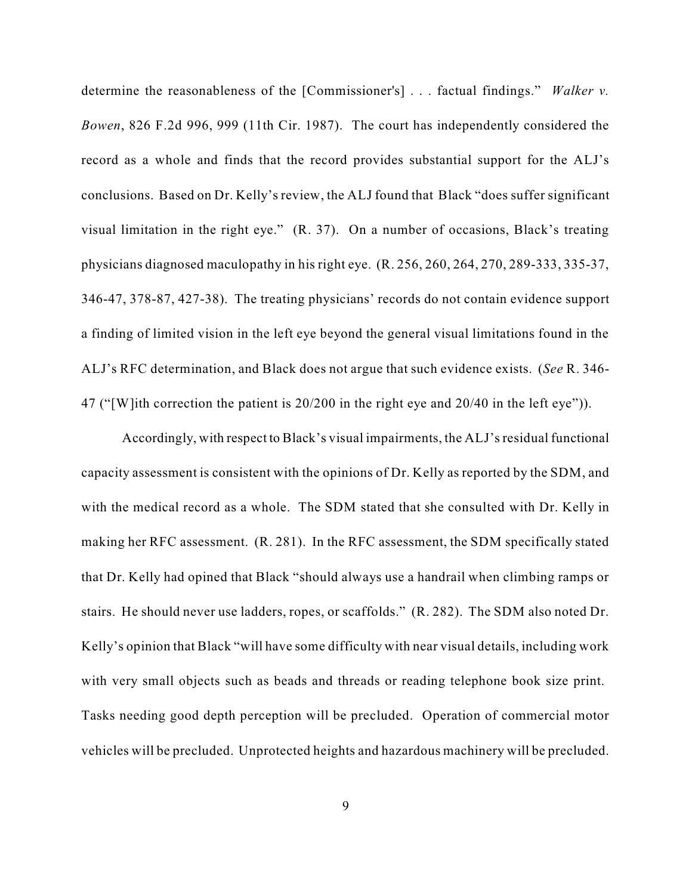determine the reasonableness of the [Commissioner's] . . . factual findings." *Walker v. Bowen*, 826 F.2d 996, 999 (11th Cir. 1987). The court has independently considered the record as a whole and finds that the record provides substantial support for the ALJ's conclusions. Based on Dr. Kelly's review, the ALJ found that Black "does suffer significant visual limitation in the right eye." (R. 37). On a number of occasions, Black's treating physicians diagnosed maculopathy in his right eye. (R. 256, 260, 264, 270, 289-333, 335-37, 346-47, 378-87, 427-38). The treating physicians' records do not contain evidence support a finding of limited vision in the left eye beyond the general visual limitations found in the ALJ's RFC determination, and Black does not argue that such evidence exists. (*See* R. 346-47 ("[W]ith correction the patient is 20/200 in the right eye and 20/40 in the left eye")).

Accordingly, with respect to Black's visual impairments, the ALJ's residual functional capacity assessment is consistent with the opinions of Dr. Kelly as reported by the SDM, and with the medical record as a whole. The SDM stated that she consulted with Dr. Kelly in making her RFC assessment. (R. 281). In the RFC assessment, the SDM specifically stated that Dr. Kelly had opined that Black "should always use a handrail when climbing ramps or stairs. He should never use ladders, ropes, or scaffolds." (R. 282). The SDM also noted Dr. Kelly's opinion that Black "will have some difficulty with near visual details, including work with very small objects such as beads and threads or reading telephone book size print. Tasks needing good depth perception will be precluded. Operation of commercial motor vehicles will be precluded. Unprotected heights and hazardous machinery will be precluded.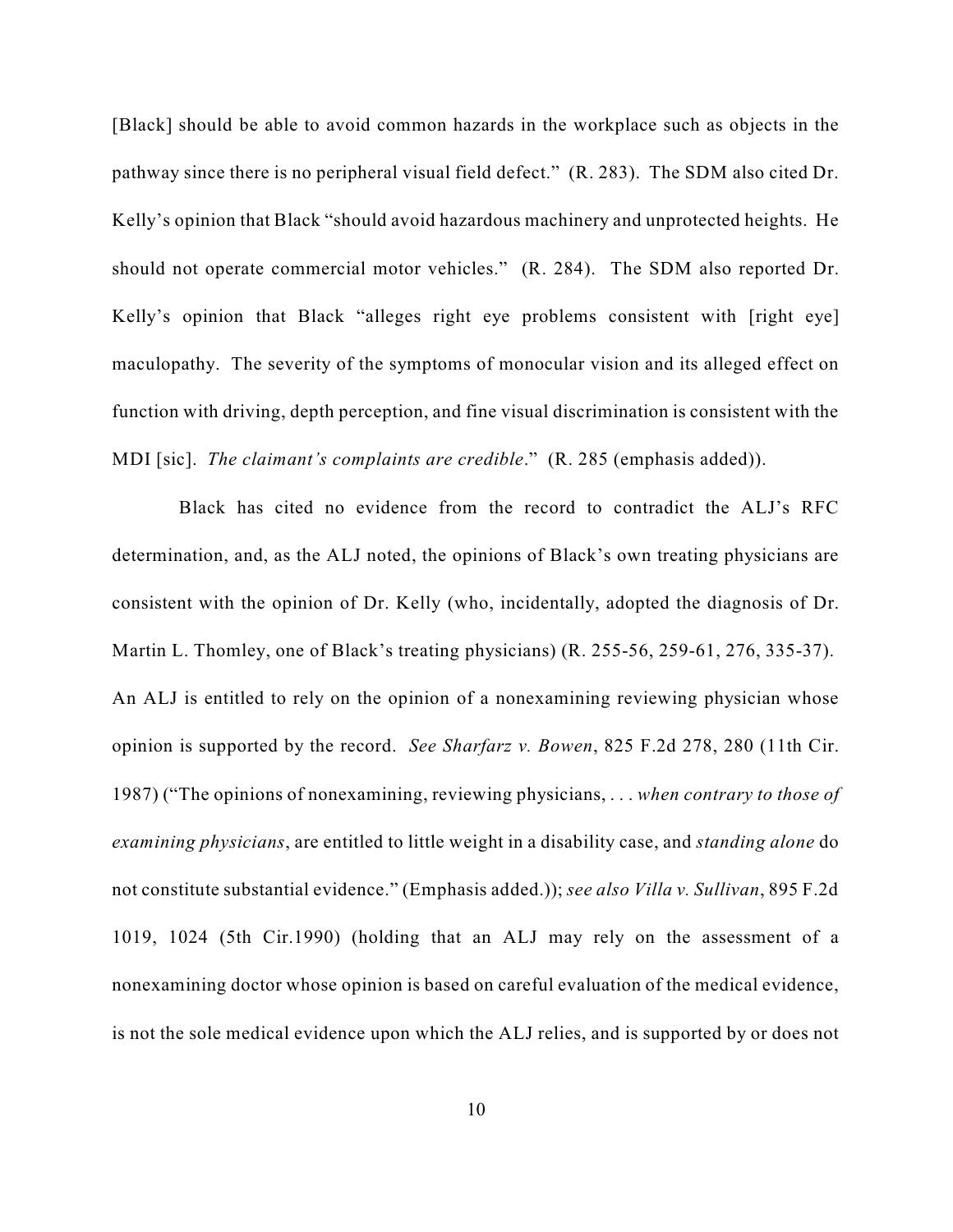[Black] should be able to avoid common hazards in the workplace such as objects in the pathway since there is no peripheral visual field defect." (R. 283). The SDM also cited Dr. Kelly's opinion that Black "should avoid hazardous machinery and unprotected heights. He should not operate commercial motor vehicles." (R. 284). The SDM also reported Dr. Kelly's opinion that Black "alleges right eye problems consistent with [right eye] maculopathy. The severity of the symptoms of monocular vision and its alleged effect on function with driving, depth perception, and fine visual discrimination is consistent with the MDI [sic]. *The claimant's complaints are credible*." (R. 285 (emphasis added)).

Black has cited no evidence from the record to contradict the ALJ's RFC determination, and, as the ALJ noted, the opinions of Black's own treating physicians are consistent with the opinion of Dr. Kelly (who, incidentally, adopted the diagnosis of Dr. Martin L. Thomley, one of Black's treating physicians) (R. 255-56, 259-61, 276, 335-37). An ALJ is entitled to rely on the opinion of a nonexamining reviewing physician whose opinion is supported by the record. *See Sharfarz v. Bowen*, 825 F.2d 278, 280 (11th Cir. 1987) ("The opinions of nonexamining, reviewing physicians, . . . *when contrary to those of examining physicians*, are entitled to little weight in a disability case, and *standing alone* do not constitute substantial evidence." (Emphasis added.)); *see also Villa v. Sullivan*, 895 F.2d 1019, 1024 (5th Cir.1990) (holding that an ALJ may rely on the assessment of a nonexamining doctor whose opinion is based on careful evaluation of the medical evidence, is not the sole medical evidence upon which the ALJ relies, and is supported by or does not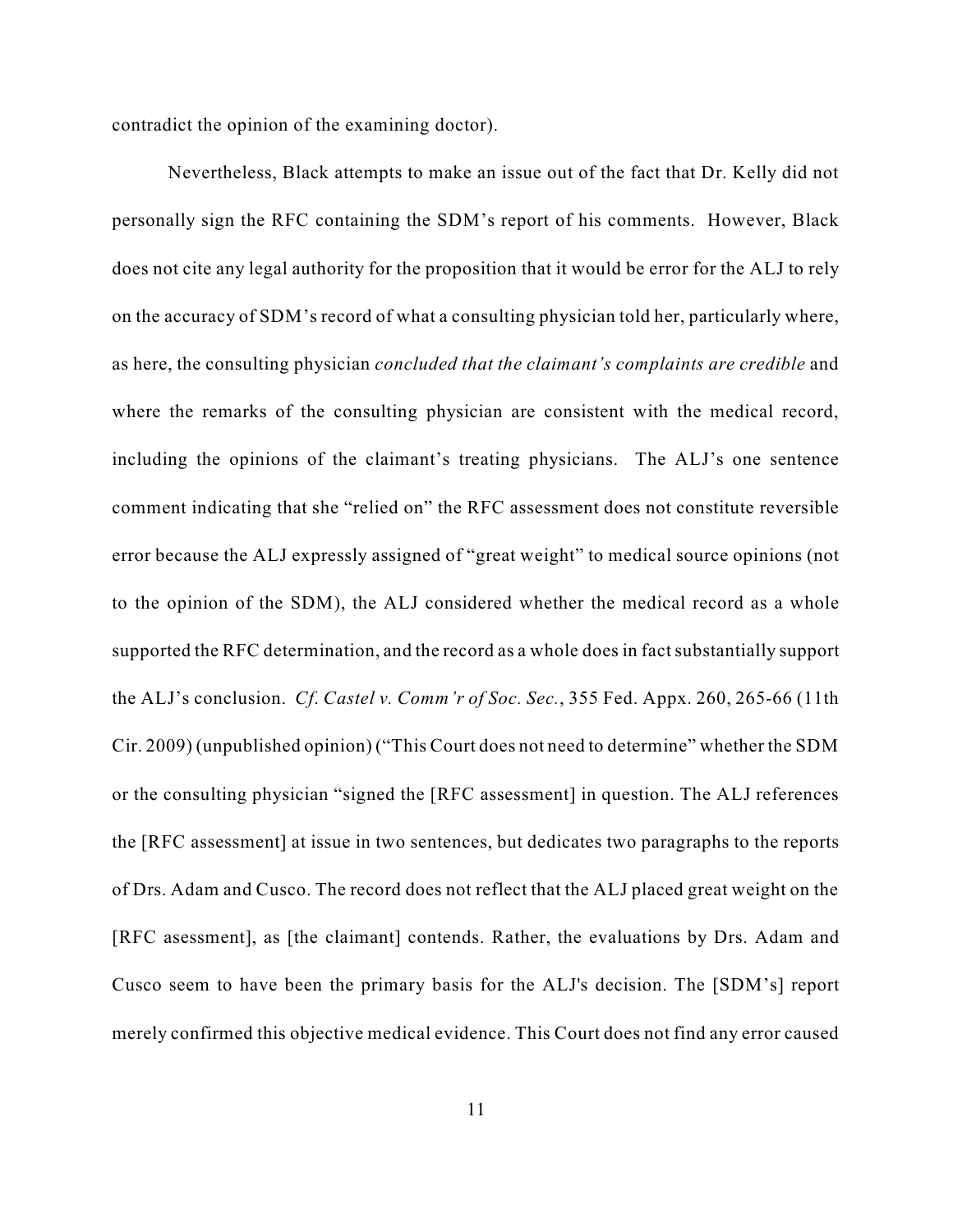contradict the opinion of the examining doctor).

Nevertheless, Black attempts to make an issue out of the fact that Dr. Kelly did not personally sign the RFC containing the SDM's report of his comments. However, Black does not cite any legal authority for the proposition that it would be error for the ALJ to rely on the accuracy of SDM's record of what a consulting physician told her, particularly where, as here, the consulting physician *concluded that the claimant's complaints are credible* and where the remarks of the consulting physician are consistent with the medical record, including the opinions of the claimant's treating physicians. The ALJ's one sentence comment indicating that she "relied on" the RFC assessment does not constitute reversible error because the ALJ expressly assigned of "great weight" to medical source opinions (not to the opinion of the SDM), the ALJ considered whether the medical record as a whole supported the RFC determination, and the record as a whole does in fact substantially support the ALJ's conclusion. *Cf. Castel v. Comm'r of Soc. Sec.*, 355 Fed. Appx. 260, 265-66 (11th Cir. 2009) (unpublished opinion) ("This Court does not need to determine" whether the SDM or the consulting physician "signed the [RFC assessment] in question. The ALJ references the [RFC assessment] at issue in two sentences, but dedicates two paragraphs to the reports of Drs. Adam and Cusco. The record does not reflect that the ALJ placed great weight on the [RFC asessment], as [the claimant] contends. Rather, the evaluations by Drs. Adam and Cusco seem to have been the primary basis for the ALJ's decision. The [SDM's] report merely confirmed this objective medical evidence. This Court does not find any error caused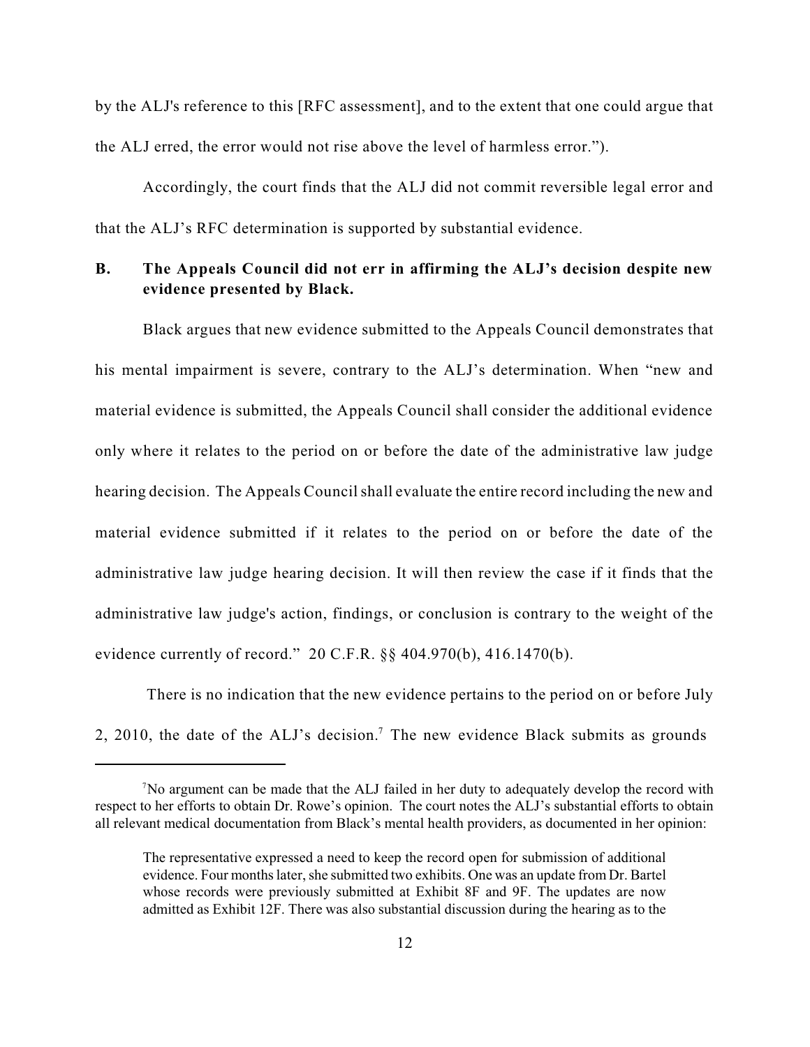by the ALJ's reference to this [RFC assessment], and to the extent that one could argue that the ALJ erred, the error would not rise above the level of harmless error.").

Accordingly, the court finds that the ALJ did not commit reversible legal error and that the ALJ's RFC determination is supported by substantial evidence.

## B. The Appeals Council did not err in affirming the ALJ's decision despite new evidence presented by Black.

Black argues that new evidence submitted to the Appeals Council demonstrates that his mental impairment is severe, contrary to the ALJ's determination. When "new and material evidence is submitted, the Appeals Council shall consider the additional evidence only where it relates to the period on or before the date of the administrative law judge hearing decision. The Appeals Council shall evaluate the entire record including the new and material evidence submitted if it relates to the period on or before the date of the administrative law judge hearing decision. It will then review the case if it finds that the administrative law judge's action, findings, or conclusion is contrary to the weight of the evidence currently of record." 20 C.F.R. §§ 404.970(b), 416.1470(b).

There is no indication that the new evidence pertains to the period on or before July 2, 2010, the date of the ALJ's decision.[7] The new evidence Black submits as grounds

---

[7]No argument can be made that the ALJ failed in her duty to adequately develop the record with respect to her efforts to obtain Dr. Rowe's opinion. The court notes the ALJ's substantial efforts to obtain all relevant medical documentation from Black's mental health providers, as documented in her opinion:

> The representative expressed a need to keep the record open for submission of additional evidence. Four months later, she submitted two exhibits. One was an update from Dr. Bartel whose records were previously submitted at Exhibit 8F and 9F. The updates are now admitted as Exhibit 12F. There was also substantial discussion during the hearing as to the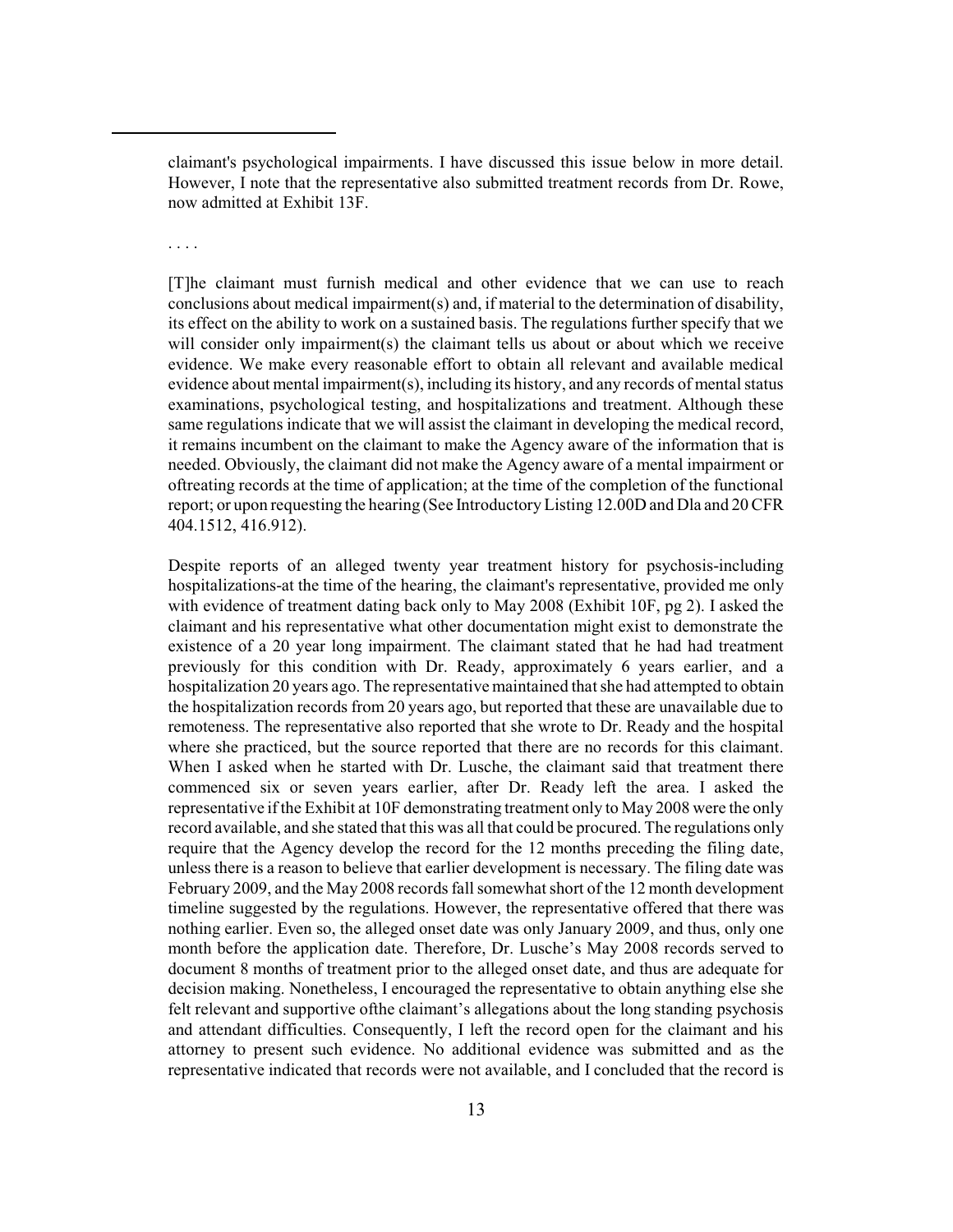claimant's psychological impairments. I have discussed this issue below in more detail. However, I note that the representative also submitted treatment records from Dr. Rowe, now admitted at Exhibit 13F.

. . . .

[T]he claimant must furnish medical and other evidence that we can use to reach conclusions about medical impairment(s) and, if material to the determination of disability, its effect on the ability to work on a sustained basis. The regulations further specify that we will consider only impairment(s) the claimant tells us about or about which we receive evidence. We make every reasonable effort to obtain all relevant and available medical evidence about mental impairment(s), including its history, and any records of mental status examinations, psychological testing, and hospitalizations and treatment. Although these same regulations indicate that we will assist the claimant in developing the medical record, it remains incumbent on the claimant to make the Agency aware of the information that is needed. Obviously, the claimant did not make the Agency aware of a mental impairment or oftreating records at the time of application; at the time of the completion of the functional report; or upon requesting the hearing (See Introductory Listing 12.00D and Dla and 20 CFR 404.1512, 416.912).

Despite reports of an alleged twenty year treatment history for psychosis-including hospitalizations-at the time of the hearing, the claimant's representative, provided me only with evidence of treatment dating back only to May 2008 (Exhibit 10F, pg 2). I asked the claimant and his representative what other documentation might exist to demonstrate the existence of a 20 year long impairment. The claimant stated that he had had treatment previously for this condition with Dr. Ready, approximately 6 years earlier, and a hospitalization 20 years ago. The representative maintained that she had attempted to obtain the hospitalization records from 20 years ago, but reported that these are unavailable due to remoteness. The representative also reported that she wrote to Dr. Ready and the hospital where she practiced, but the source reported that there are no records for this claimant. When I asked when he started with Dr. Lusche, the claimant said that treatment there commenced six or seven years earlier, after Dr. Ready left the area. I asked the representative if the Exhibit at 10F demonstrating treatment only to May 2008 were the only record available, and she stated that this was all that could be procured. The regulations only require that the Agency develop the record for the 12 months preceding the filing date, unless there is a reason to believe that earlier development is necessary. The filing date was February 2009, and the May 2008 records fall somewhat short of the 12 month development timeline suggested by the regulations. However, the representative offered that there was nothing earlier. Even so, the alleged onset date was only January 2009, and thus, only one month before the application date. Therefore, Dr. Lusche's May 2008 records served to document 8 months of treatment prior to the alleged onset date, and thus are adequate for decision making. Nonetheless, I encouraged the representative to obtain anything else she felt relevant and supportive ofthe claimant's allegations about the long standing psychosis and attendant difficulties. Consequently, I left the record open for the claimant and his attorney to present such evidence. No additional evidence was submitted and as the representative indicated that records were not available, and I concluded that the record is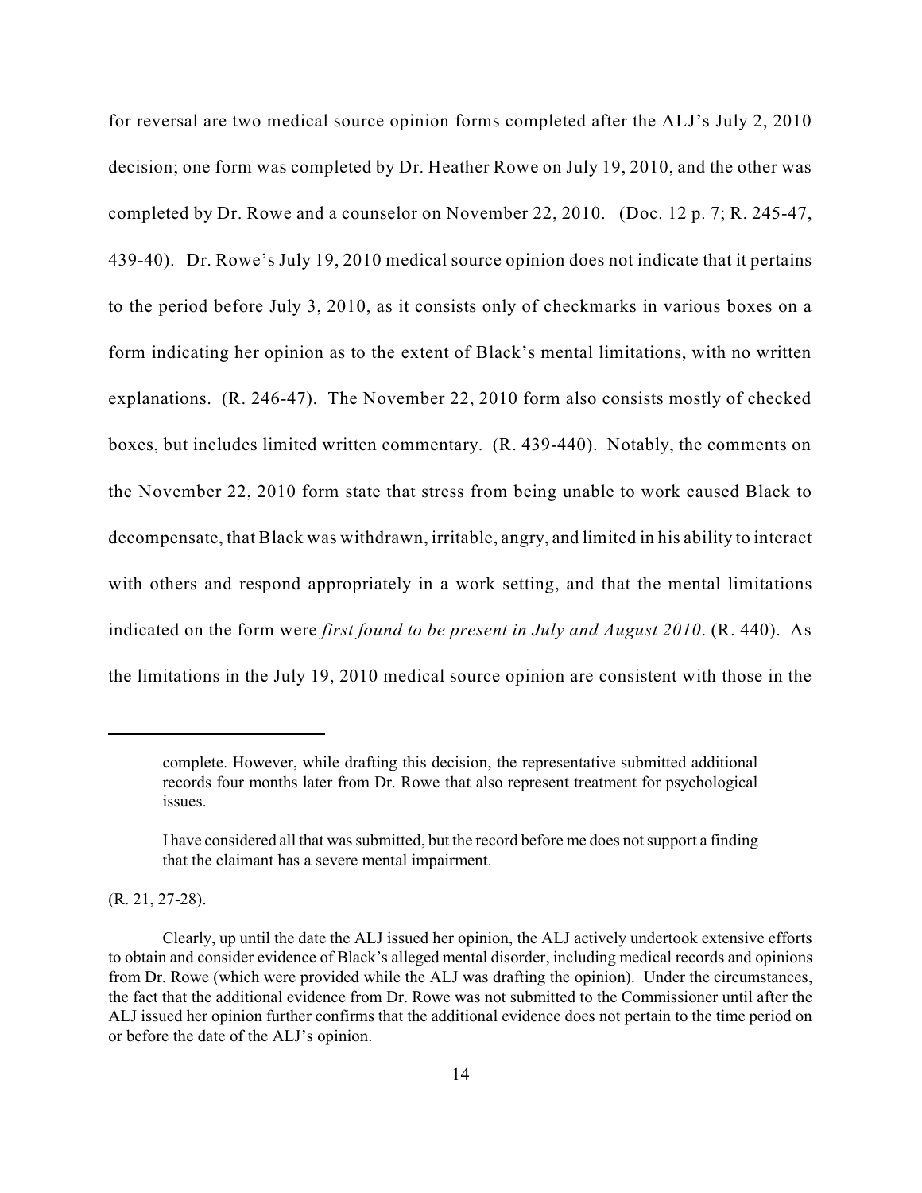for reversal are two medical source opinion forms completed after the ALJ's July 2, 2010 decision; one form was completed by Dr. Heather Rowe on July 19, 2010, and the other was completed by Dr. Rowe and a counselor on November 22, 2010. (Doc. 12 p. 7; R. 245-47, 439-40). Dr. Rowe's July 19, 2010 medical source opinion does not indicate that it pertains to the period before July 3, 2010, as it consists only of checkmarks in various boxes on a form indicating her opinion as to the extent of Black's mental limitations, with no written explanations. (R. 246-47). The November 22, 2010 form also consists mostly of checked boxes, but includes limited written commentary. (R. 439-440). Notably, the comments on the November 22, 2010 form state that stress from being unable to work caused Black to decompensate, that Black was withdrawn, irritable, angry, and limited in his ability to interact with others and respond appropriately in a work setting, and that the mental limitations indicated on the form were ***first found to be present in July and August 2010***. (R. 440). As the limitations in the July 19, 2010 medical source opinion are consistent with those in the

---

> complete. However, while drafting this decision, the representative submitted additional records four months later from Dr. Rowe that also represent treatment for psychological issues.
>
> I have considered all that was submitted, but the record before me does not support a finding that the claimant has a severe mental impairment.

(R. 21, 27-28).

Clearly, up until the date the ALJ issued her opinion, the ALJ actively undertook extensive efforts to obtain and consider evidence of Black's alleged mental disorder, including medical records and opinions from Dr. Rowe (which were provided while the ALJ was drafting the opinion). Under the circumstances, the fact that the additional evidence from Dr. Rowe was not submitted to the Commissioner until after the ALJ issued her opinion further confirms that the additional evidence does not pertain to the time period on or before the date of the ALJ's opinion.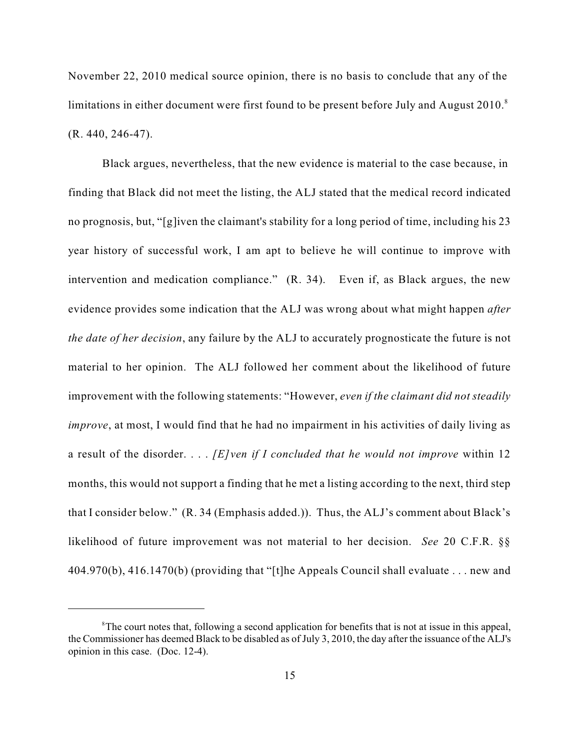November 22, 2010 medical source opinion, there is no basis to conclude that any of the limitations in either document were first found to be present before July and August 2010.[8] (R. 440, 246-47).

Black argues, nevertheless, that the new evidence is material to the case because, in finding that Black did not meet the listing, the ALJ stated that the medical record indicated no prognosis, but, "[g]iven the claimant's stability for a long period of time, including his 23 year history of successful work, I am apt to believe he will continue to improve with intervention and medication compliance." (R. 34). Even if, as Black argues, the new evidence provides some indication that the ALJ was wrong about what might happen *after the date of her decision*, any failure by the ALJ to accurately prognosticate the future is not material to her opinion. The ALJ followed her comment about the likelihood of future improvement with the following statements: "However, *even if the claimant did not steadily improve*, at most, I would find that he had no impairment in his activities of daily living as a result of the disorder. . . . *[E]ven if I concluded that he would not improve* within 12 months, this would not support a finding that he met a listing according to the next, third step that I consider below." (R. 34 (Emphasis added.)). Thus, the ALJ's comment about Black's likelihood of future improvement was not material to her decision. *See* 20 C.F.R. §§ 404.970(b), 416.1470(b) (providing that "[t]he Appeals Council shall evaluate . . . new and

---

[8] The court notes that, following a second application for benefits that is not at issue in this appeal, the Commissioner has deemed Black to be disabled as of July 3, 2010, the day after the issuance of the ALJ's opinion in this case. (Doc. 12-4).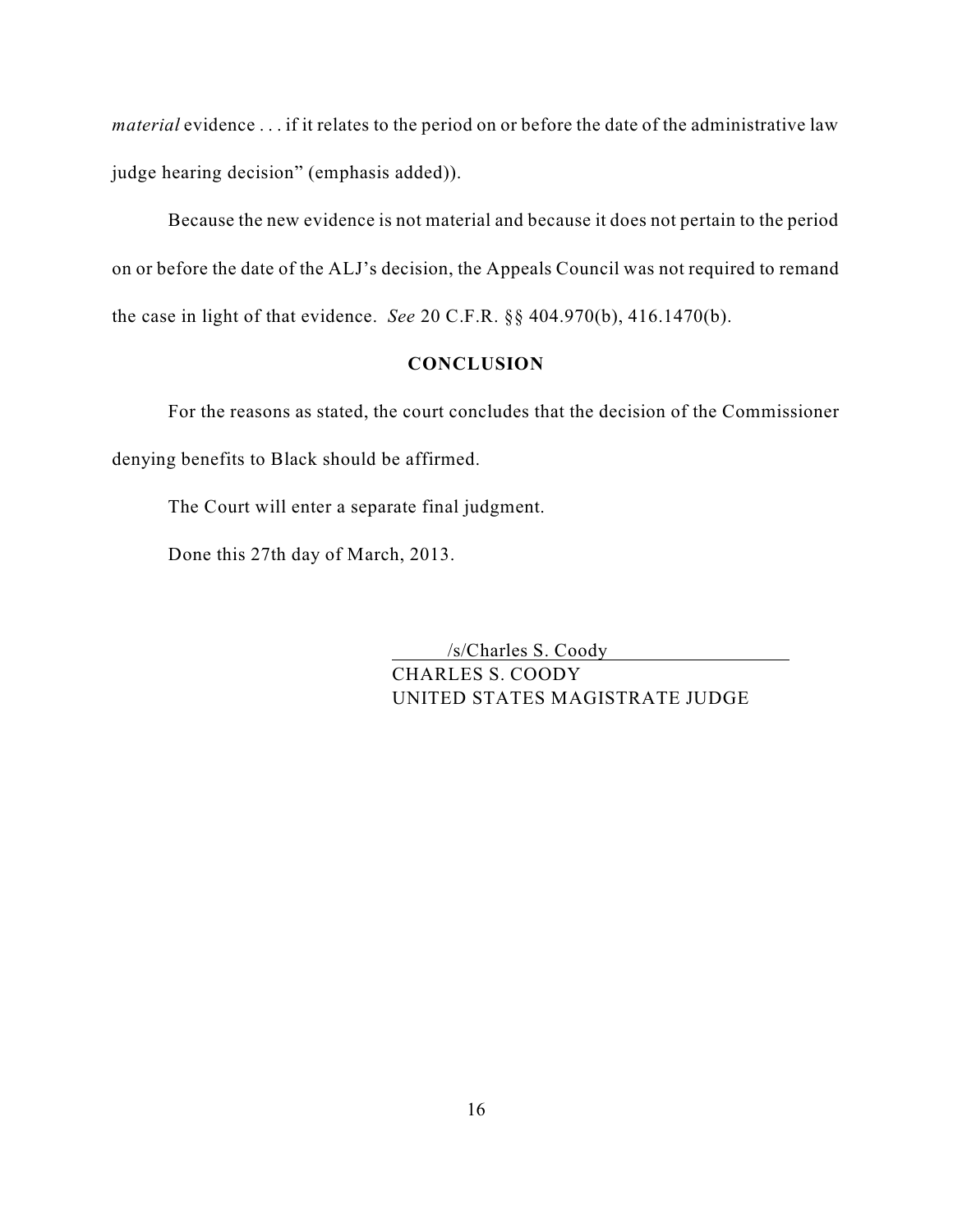*material* evidence . . . if it relates to the period on or before the date of the administrative law judge hearing decision" (emphasis added)).

Because the new evidence is not material and because it does not pertain to the period on or before the date of the ALJ's decision, the Appeals Council was not required to remand the case in light of that evidence. *See* 20 C.F.R. §§ 404.970(b), 416.1470(b).

**CONCLUSION**

For the reasons as stated, the court concludes that the decision of the Commissioner denying benefits to Black should be affirmed.

The Court will enter a separate final judgment.

Done this 27th day of March, 2013.

/s/Charles S. Coody
CHARLES S. COODY
UNITED STATES MAGISTRATE JUDGE